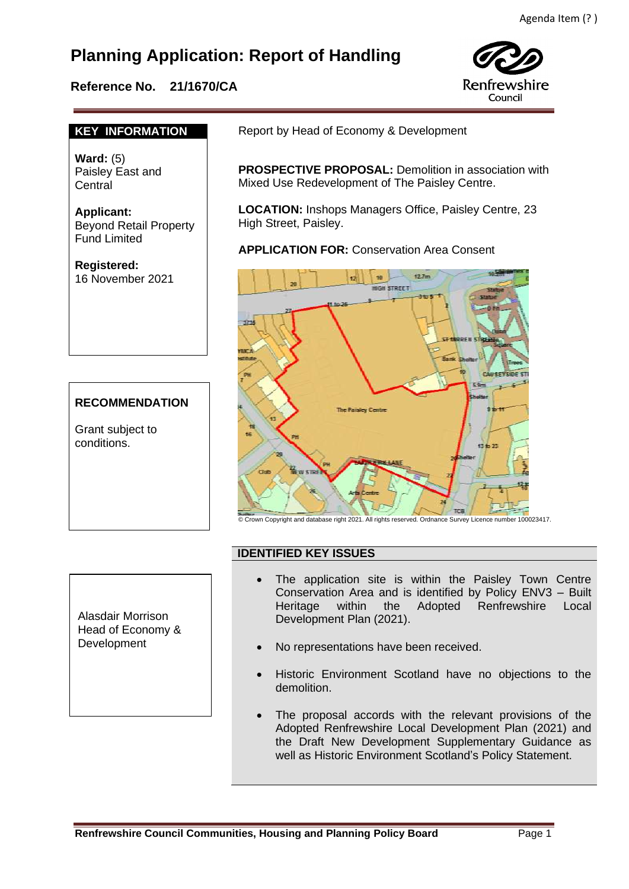Agenda Item (? )

# Planning Application: Report of Handling

**Reference No. 21/1670/CA**

Renfrewshire Council

## KEY INFORMATION

**Ward:** (5)
Paisley East and Central

**Applicant:**
Beyond Retail Property Fund Limited

**Registered:**
16 November 2021

Report by Head of Economy & Development

**PROSPECTIVE PROPOSAL:** Demolition in association with Mixed Use Redevelopment of The Paisley Centre.

**LOCATION:** Inshops Managers Office, Paisley Centre, 23 High Street, Paisley.

**APPLICATION FOR:** Conservation Area Consent

© Crown Copyright and database right 2021. All rights reserved. Ordnance Survey Licence number 100023417.

## RECOMMENDATION

Grant subject to conditions.

Alasdair Morrison
Head of Economy & Development

## IDENTIFIED KEY ISSUES

- The application site is within the Paisley Town Centre Conservation Area and is identified by Policy ENV3 – Built Heritage within the Adopted Renfrewshire Local Development Plan (2021).
- No representations have been received.
- Historic Environment Scotland have no objections to the demolition.
- The proposal accords with the relevant provisions of the Adopted Renfrewshire Local Development Plan (2021) and the Draft New Development Supplementary Guidance as well as Historic Environment Scotland's Policy Statement.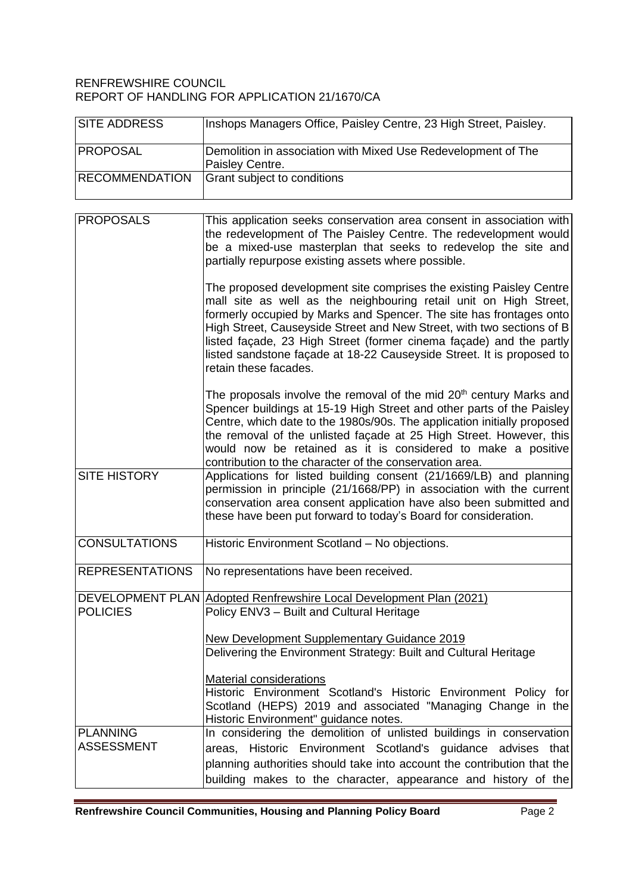RENFREWSHIRE COUNCIL
REPORT OF HANDLING FOR APPLICATION 21/1670/CA

| SITE ADDRESS | Inshops Managers Office, Paisley Centre, 23 High Street, Paisley. |
|---|---|
| PROPOSAL | Demolition in association with Mixed Use Redevelopment of The Paisley Centre. |
| RECOMMENDATION | Grant subject to conditions |

| PROPOSALS | This application seeks conservation area consent in association with the redevelopment of The Paisley Centre. The redevelopment would be a mixed-use masterplan that seeks to redevelop the site and partially repurpose existing assets where possible.<br><br>The proposed development site comprises the existing Paisley Centre mall site as well as the neighbouring retail unit on High Street, formerly occupied by Marks and Spencer. The site has frontages onto High Street, Causeyside Street and New Street, with two sections of B listed façade, 23 High Street (former cinema façade) and the partly listed sandstone façade at 18-22 Causeyside Street. It is proposed to retain these facades.<br><br>The proposals involve the removal of the mid 20th century Marks and Spencer buildings at 15-19 High Street and other parts of the Paisley Centre, which date to the 1980s/90s. The application initially proposed the removal of the unlisted façade at 25 High Street. However, this would now be retained as it is considered to make a positive contribution to the character of the conservation area. |
|---|---|
| SITE HISTORY | Applications for listed building consent (21/1669/LB) and planning permission in principle (21/1668/PP) in association with the current conservation area consent application have also been submitted and these have been put forward to today's Board for consideration. |
| CONSULTATIONS | Historic Environment Scotland – No objections. |
| REPRESENTATIONS | No representations have been received. |
| DEVELOPMENT PLAN POLICIES | Adopted Renfrewshire Local Development Plan (2021)<br>Policy ENV3 – Built and Cultural Heritage<br><br>New Development Supplementary Guidance 2019<br>Delivering the Environment Strategy: Built and Cultural Heritage<br><br>Material considerations<br>Historic Environment Scotland's Historic Environment Policy for Scotland (HEPS) 2019 and associated "Managing Change in the Historic Environment" guidance notes. |
| PLANNING ASSESSMENT | In considering the demolition of unlisted buildings in conservation areas, Historic Environment Scotland's guidance advises that planning authorities should take into account the contribution that the building makes to the character, appearance and history of the |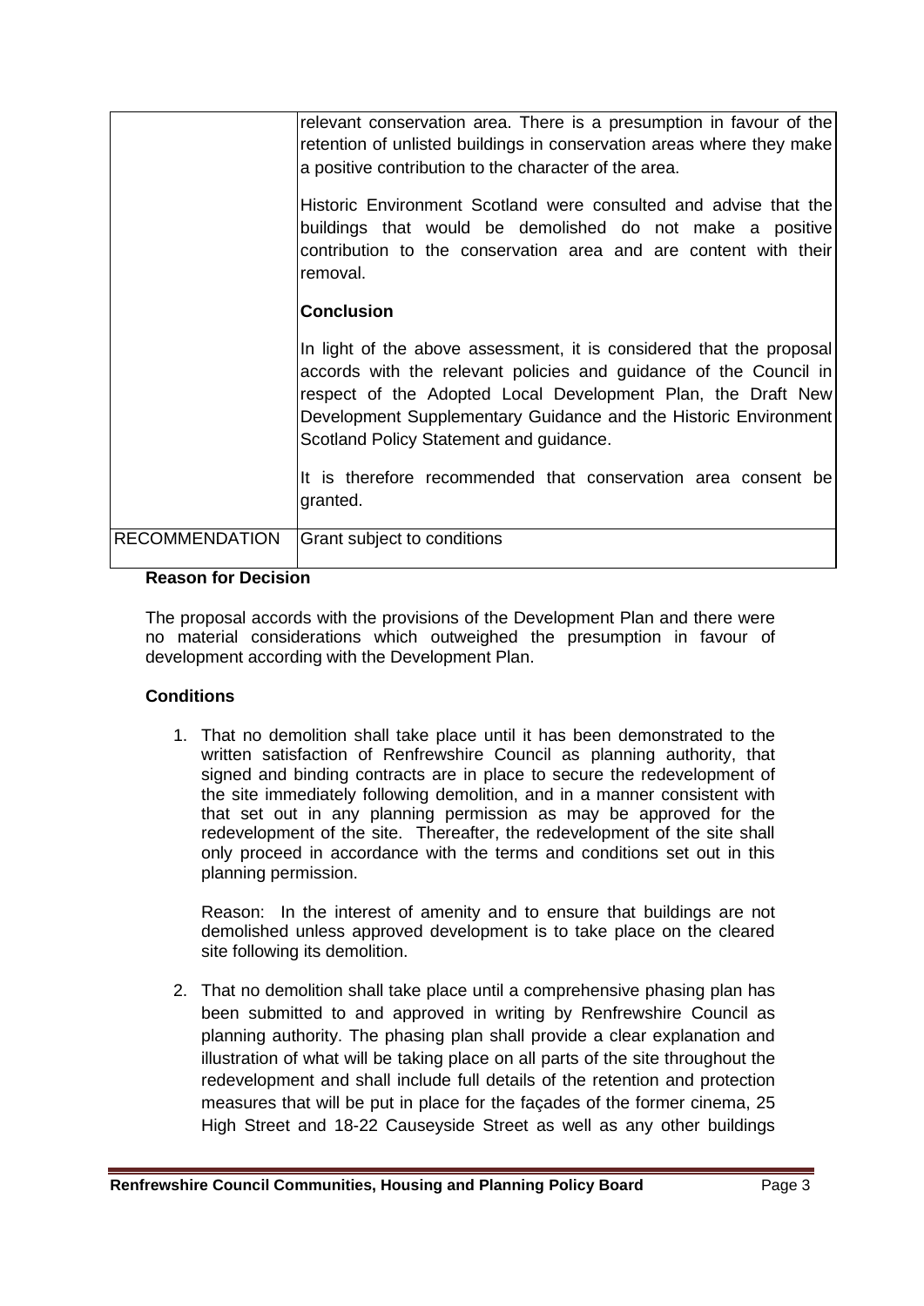| | |
|---|---|
| | relevant conservation area. There is a presumption in favour of the retention of unlisted buildings in conservation areas where they make a positive contribution to the character of the area.<br><br>Historic Environment Scotland were consulted and advise that the buildings that would be demolished do not make a positive contribution to the conservation area and are content with their removal.<br><br>**Conclusion**<br><br>In light of the above assessment, it is considered that the proposal accords with the relevant policies and guidance of the Council in respect of the Adopted Local Development Plan, the Draft New Development Supplementary Guidance and the Historic Environment Scotland Policy Statement and guidance.<br><br>It is therefore recommended that conservation area consent be granted. |
| RECOMMENDATION | Grant subject to conditions |

**Reason for Decision**

The proposal accords with the provisions of the Development Plan and there were no material considerations which outweighed the presumption in favour of development according with the Development Plan.

**Conditions**

1. That no demolition shall take place until it has been demonstrated to the written satisfaction of Renfrewshire Council as planning authority, that signed and binding contracts are in place to secure the redevelopment of the site immediately following demolition, and in a manner consistent with that set out in any planning permission as may be approved for the redevelopment of the site. Thereafter, the redevelopment of the site shall only proceed in accordance with the terms and conditions set out in this planning permission.

   Reason: In the interest of amenity and to ensure that buildings are not demolished unless approved development is to take place on the cleared site following its demolition.

2. That no demolition shall take place until a comprehensive phasing plan has been submitted to and approved in writing by Renfrewshire Council as planning authority. The phasing plan shall provide a clear explanation and illustration of what will be taking place on all parts of the site throughout the redevelopment and shall include full details of the retention and protection measures that will be put in place for the façades of the former cinema, 25 High Street and 18-22 Causeyside Street as well as any other buildings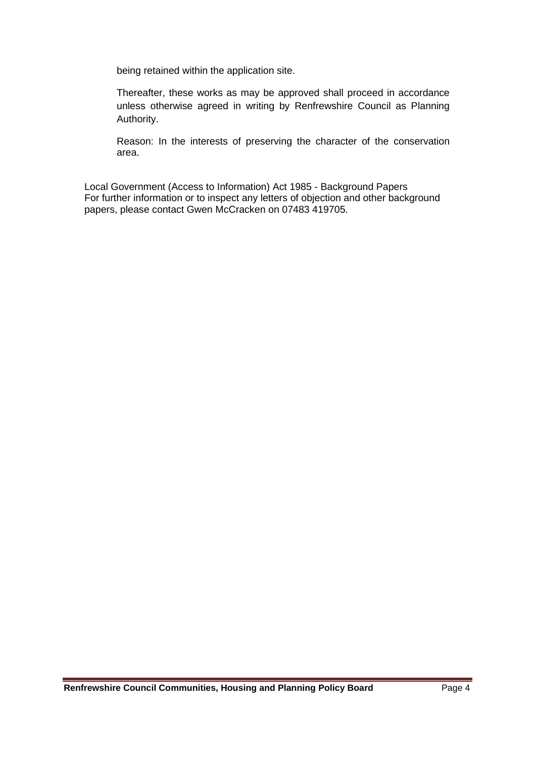being retained within the application site.

Thereafter, these works as may be approved shall proceed in accordance unless otherwise agreed in writing by Renfrewshire Council as Planning Authority.

Reason: In the interests of preserving the character of the conservation area.

Local Government (Access to Information) Act 1985 - Background Papers
For further information or to inspect any letters of objection and other background papers, please contact Gwen McCracken on 07483 419705.